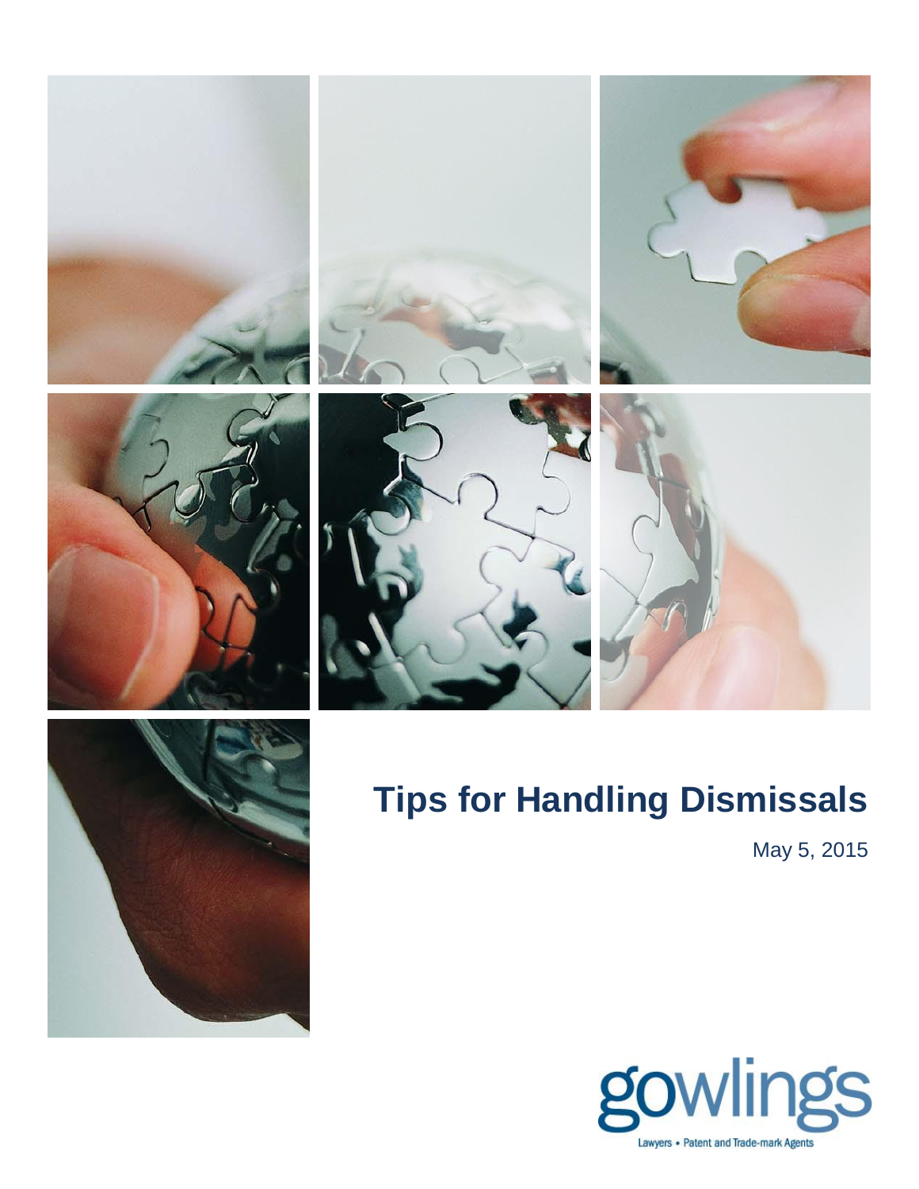# Tips for Handling Dismissals

May 5, 2015

gowlings

Lawyers • Patent and Trade-mark Agents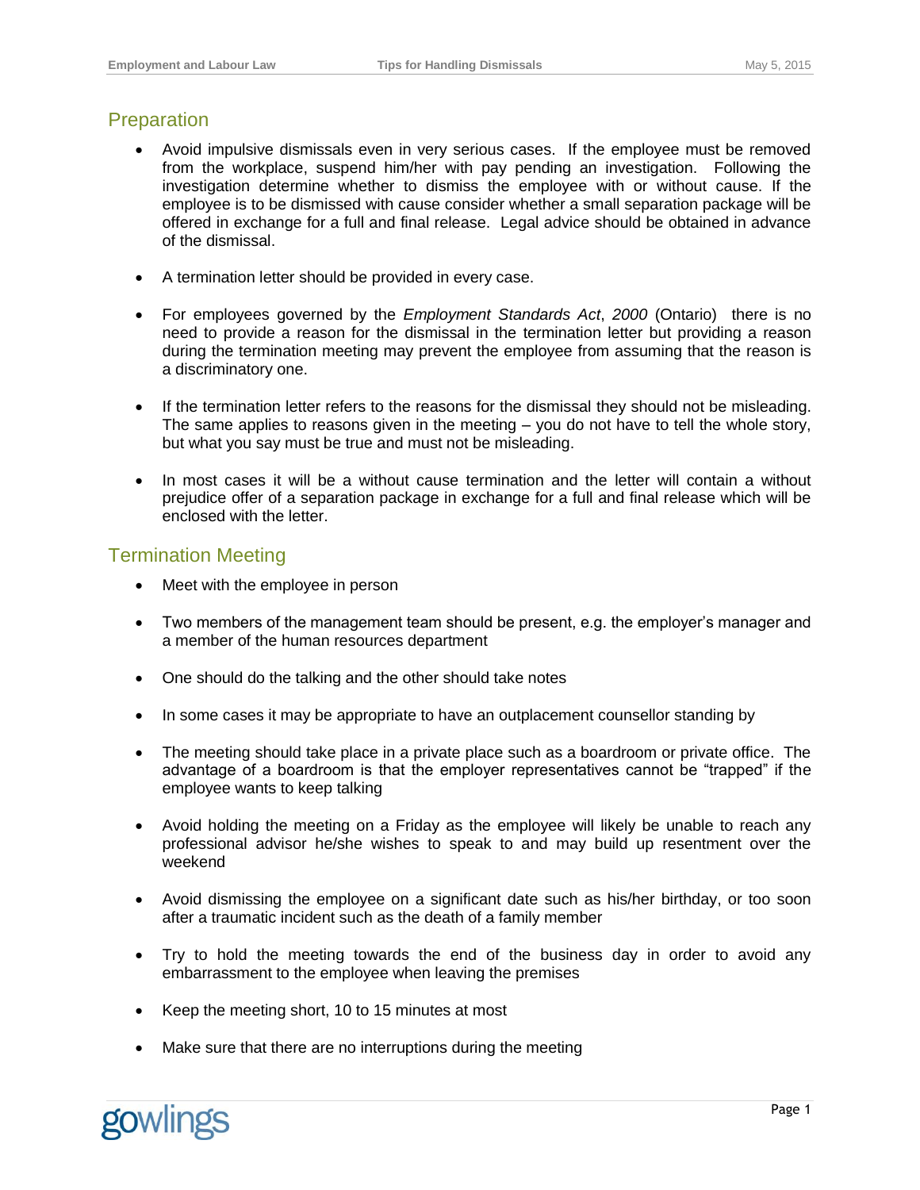## Preparation

- Avoid impulsive dismissals even in very serious cases. If the employee must be removed from the workplace, suspend him/her with pay pending an investigation. Following the investigation determine whether to dismiss the employee with or without cause. If the employee is to be dismissed with cause consider whether a small separation package will be offered in exchange for a full and final release. Legal advice should be obtained in advance of the dismissal.

- A termination letter should be provided in every case.

- For employees governed by the *Employment Standards Act*, *2000* (Ontario) there is no need to provide a reason for the dismissal in the termination letter but providing a reason during the termination meeting may prevent the employee from assuming that the reason is a discriminatory one.

- If the termination letter refers to the reasons for the dismissal they should not be misleading. The same applies to reasons given in the meeting – you do not have to tell the whole story, but what you say must be true and must not be misleading.

- In most cases it will be a without cause termination and the letter will contain a without prejudice offer of a separation package in exchange for a full and final release which will be enclosed with the letter.

## Termination Meeting

- Meet with the employee in person

- Two members of the management team should be present, e.g. the employer's manager and a member of the human resources department

- One should do the talking and the other should take notes

- In some cases it may be appropriate to have an outplacement counsellor standing by

- The meeting should take place in a private place such as a boardroom or private office. The advantage of a boardroom is that the employer representatives cannot be "trapped" if the employee wants to keep talking

- Avoid holding the meeting on a Friday as the employee will likely be unable to reach any professional advisor he/she wishes to speak to and may build up resentment over the weekend

- Avoid dismissing the employee on a significant date such as his/her birthday, or too soon after a traumatic incident such as the death of a family member

- Try to hold the meeting towards the end of the business day in order to avoid any embarrassment to the employee when leaving the premises

- Keep the meeting short, 10 to 15 minutes at most

- Make sure that there are no interruptions during the meeting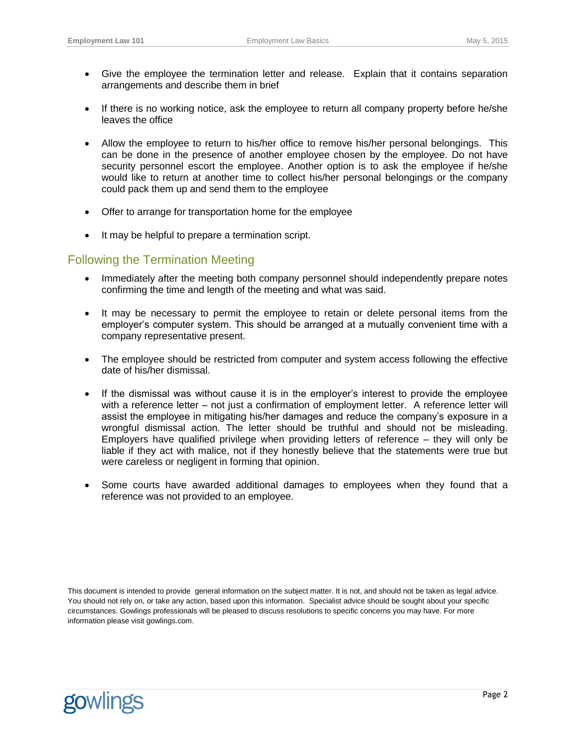- Give the employee the termination letter and release. Explain that it contains separation arrangements and describe them in brief

- If there is no working notice, ask the employee to return all company property before he/she leaves the office

- Allow the employee to return to his/her office to remove his/her personal belongings. This can be done in the presence of another employee chosen by the employee. Do not have security personnel escort the employee. Another option is to ask the employee if he/she would like to return at another time to collect his/her personal belongings or the company could pack them up and send them to the employee

- Offer to arrange for transportation home for the employee

- It may be helpful to prepare a termination script.

## Following the Termination Meeting

- Immediately after the meeting both company personnel should independently prepare notes confirming the time and length of the meeting and what was said.

- It may be necessary to permit the employee to retain or delete personal items from the employer's computer system. This should be arranged at a mutually convenient time with a company representative present.

- The employee should be restricted from computer and system access following the effective date of his/her dismissal.

- If the dismissal was without cause it is in the employer's interest to provide the employee with a reference letter – not just a confirmation of employment letter. A reference letter will assist the employee in mitigating his/her damages and reduce the company's exposure in a wrongful dismissal action. The letter should be truthful and should not be misleading. Employers have qualified privilege when providing letters of reference – they will only be liable if they act with malice, not if they honestly believe that the statements were true but were careless or negligent in forming that opinion.

- Some courts have awarded additional damages to employees when they found that a reference was not provided to an employee.

This document is intended to provide general information on the subject matter. It is not, and should not be taken as legal advice. You should not rely on, or take any action, based upon this information. Specialist advice should be sought about your specific circumstances. Gowlings professionals will be pleased to discuss resolutions to specific concerns you may have. For more information please visit gowlings.com.